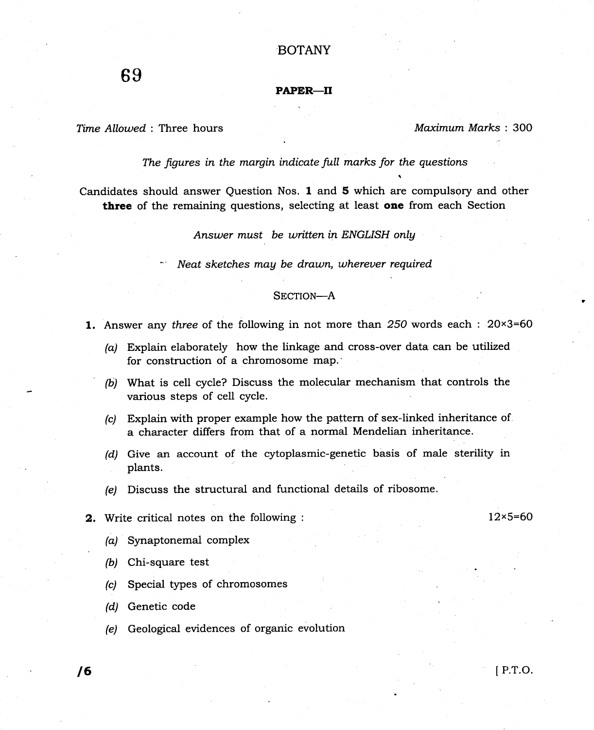# BOTANY

**69**

## PAPER—II

*Time Allowed* : Three hours                                                  *Maximum Marks* : 300

*The figures in the margin indicate full marks for the questions*

Candidates should answer Question Nos. **1** and **5** which are compulsory and other **three** of the remaining questions, selecting at least **one** from each Section

*Answer must be written in ENGLISH only*

*Neat sketches may be drawn, wherever required*

### SECTION—A

**1.** Answer any *three* of the following in not more than *250* words each : 20×3=60

*(a)* Explain elaborately how the linkage and cross-over data can be utilized for construction of a chromosome map.

*(b)* What is cell cycle? Discuss the molecular mechanism that controls the various steps of cell cycle.

*(c)* Explain with proper example how the pattern of sex-linked inheritance of a character differs from that of a normal Mendelian inheritance.

*(d)* Give an account of the cytoplasmic-genetic basis of male sterility in plants.

*(e)* Discuss the structural and functional details of ribosome.

**2.** Write critical notes on the following : 12×5=60

*(a)* Synaptonemal complex

*(b)* Chi-square test

*(c)* Special types of chromosomes

*(d)* Genetic code

*(e)* Geological evidences of organic evolution

**/6**                                                                                                   [ P.T.O.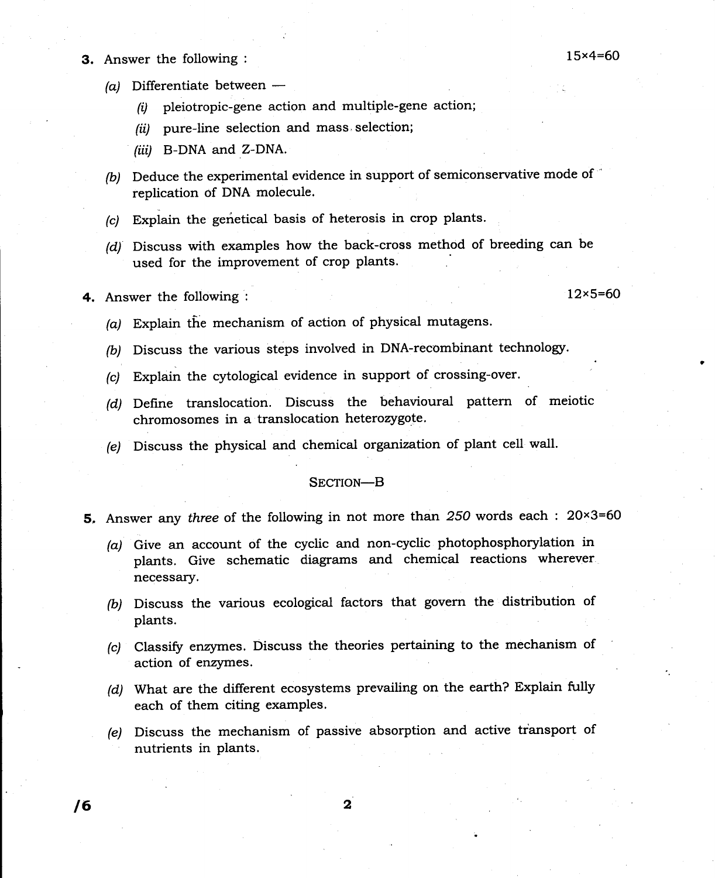3. Answer the following : 15×4=60

   *(a)* Differentiate between —

   *(i)* pleiotropic-gene action and multiple-gene action;

   *(ii)* pure-line selection and mass selection;

   *(iii)* B-DNA and Z-DNA.

   *(b)* Deduce the experimental evidence in support of semiconservative mode of replication of DNA molecule.

   *(c)* Explain the genetical basis of heterosis in crop plants.

   *(d)* Discuss with examples how the back-cross method of breeding can be used for the improvement of crop plants.

4. Answer the following : 12×5=60

   *(a)* Explain the mechanism of action of physical mutagens.

   *(b)* Discuss the various steps involved in DNA-recombinant technology.

   *(c)* Explain the cytological evidence in support of crossing-over.

   *(d)* Define translocation. Discuss the behavioural pattern of meiotic chromosomes in a translocation heterozygote.

   *(e)* Discuss the physical and chemical organization of plant cell wall.

## SECTION—B

5. Answer any *three* of the following in not more than *250* words each : 20×3=60

   *(a)* Give an account of the cyclic and non-cyclic photophosphorylation in plants. Give schematic diagrams and chemical reactions wherever necessary.

   *(b)* Discuss the various ecological factors that govern the distribution of plants.

   *(c)* Classify enzymes. Discuss the theories pertaining to the mechanism of action of enzymes.

   *(d)* What are the different ecosystems prevailing on the earth? Explain fully each of them citing examples.

   *(e)* Discuss the mechanism of passive absorption and active transport of nutrients in plants.

**/6**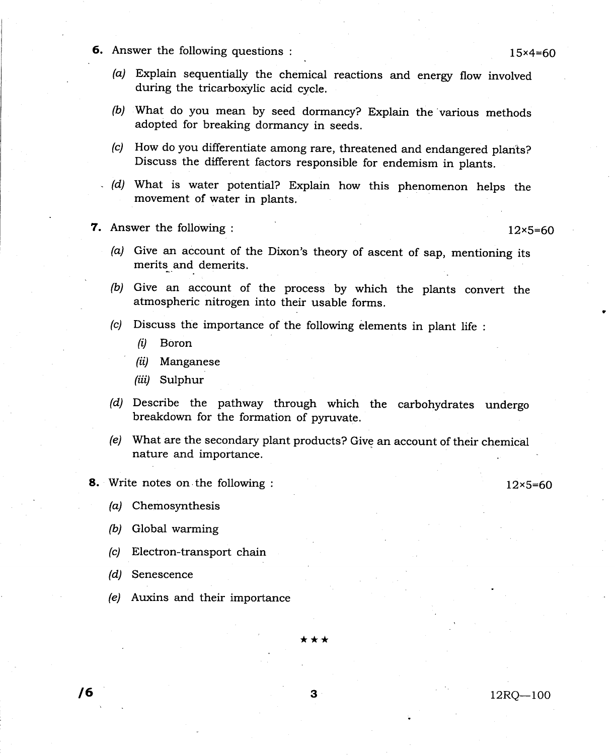6. Answer the following questions : 15×4=60

   *(a)* Explain sequentially the chemical reactions and energy flow involved during the tricarboxylic acid cycle.

   *(b)* What do you mean by seed dormancy? Explain the various methods adopted for breaking dormancy in seeds.

   *(c)* How do you differentiate among rare, threatened and endangered plants? Discuss the different factors responsible for endemism in plants.

   *(d)* What is water potential? Explain how this phenomenon helps the movement of water in plants.

7. Answer the following : 12×5=60

   *(a)* Give an account of the Dixon's theory of ascent of sap, mentioning its merits and demerits.

   *(b)* Give an account of the process by which the plants convert the atmospheric nitrogen into their usable forms.

   *(c)* Discuss the importance of the following elements in plant life :

   *(i)* Boron

   *(ii)* Manganese

   *(iii)* Sulphur

   *(d)* Describe the pathway through which the carbohydrates undergo breakdown for the formation of pyruvate.

   *(e)* What are the secondary plant products? Give an account of their chemical nature and importance.

8. Write notes on the following : 12×5=60

   *(a)* Chemosynthesis

   *(b)* Global warming

   *(c)* Electron-transport chain

   *(d)* Senescence

   *(e)* Auxins and their importance

★★★

/6

12RQ—100